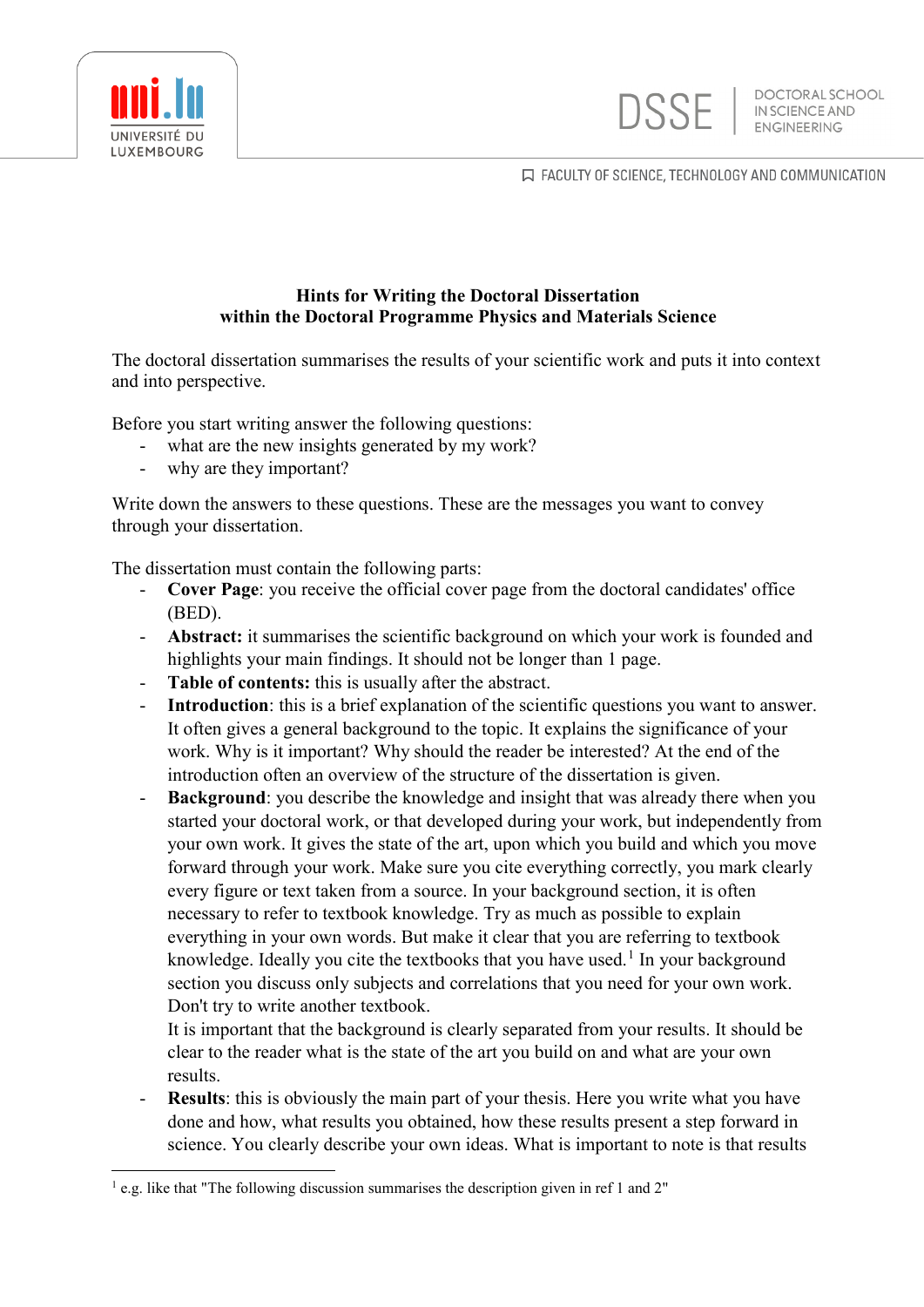**Hints for Writing the Doctoral Dissertation**
**within the Doctoral Programme Physics and Materials Science**

The doctoral dissertation summarises the results of your scientific work and puts it into context and into perspective.

Before you start writing answer the following questions:

- what are the new insights generated by my work?
- why are they important?

Write down the answers to these questions. These are the messages you want to convey through your dissertation.

The dissertation must contain the following parts:

- **Cover Page**: you receive the official cover page from the doctoral candidates' office (BED).
- **Abstract:** it summarises the scientific background on which your work is founded and highlights your main findings. It should not be longer than 1 page.
- **Table of contents:** this is usually after the abstract.
- **Introduction**: this is a brief explanation of the scientific questions you want to answer. It often gives a general background to the topic. It explains the significance of your work. Why is it important? Why should the reader be interested? At the end of the introduction often an overview of the structure of the dissertation is given.
- **Background**: you describe the knowledge and insight that was already there when you started your doctoral work, or that developed during your work, but independently from your own work. It gives the state of the art, upon which you build and which you move forward through your work. Make sure you cite everything correctly, you mark clearly every figure or text taken from a source. In your background section, it is often necessary to refer to textbook knowledge. Try as much as possible to explain everything in your own words. But make it clear that you are referring to textbook knowledge. Ideally you cite the textbooks that you have used.[1] In your background section you discuss only subjects and correlations that you need for your own work. Don't try to write another textbook.
  It is important that the background is clearly separated from your results. It should be clear to the reader what is the state of the art you build on and what are your own results.
- **Results**: this is obviously the main part of your thesis. Here you write what you have done and how, what results you obtained, how these results present a step forward in science. You clearly describe your own ideas. What is important to note is that results

[1] e.g. like that "The following discussion summarises the description given in ref 1 and 2"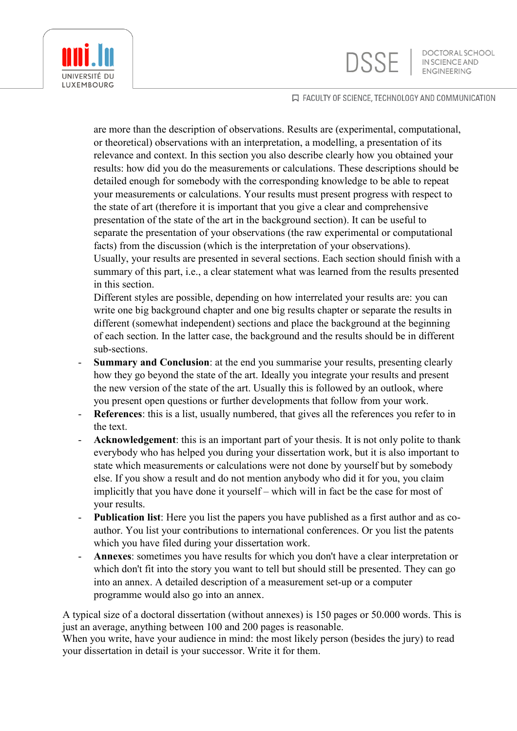are more than the description of observations. Results are (experimental, computational, or theoretical) observations with an interpretation, a modelling, a presentation of its relevance and context. In this section you also describe clearly how you obtained your results: how did you do the measurements or calculations. These descriptions should be detailed enough for somebody with the corresponding knowledge to be able to repeat your measurements or calculations. Your results must present progress with respect to the state of art (therefore it is important that you give a clear and comprehensive presentation of the state of the art in the background section). It can be useful to separate the presentation of your observations (the raw experimental or computational facts) from the discussion (which is the interpretation of your observations).
Usually, your results are presented in several sections. Each section should finish with a summary of this part, i.e., a clear statement what was learned from the results presented in this section.
Different styles are possible, depending on how interrelated your results are: you can write one big background chapter and one big results chapter or separate the results in different (somewhat independent) sections and place the background at the beginning of each section. In the latter case, the background and the results should be in different sub-sections.

- **Summary and Conclusion**: at the end you summarise your results, presenting clearly how they go beyond the state of the art. Ideally you integrate your results and present the new version of the state of the art. Usually this is followed by an outlook, where you present open questions or further developments that follow from your work.
- **References**: this is a list, usually numbered, that gives all the references you refer to in the text.
- **Acknowledgement**: this is an important part of your thesis. It is not only polite to thank everybody who has helped you during your dissertation work, but it is also important to state which measurements or calculations were not done by yourself but by somebody else. If you show a result and do not mention anybody who did it for you, you claim implicitly that you have done it yourself – which will in fact be the case for most of your results.
- **Publication list**: Here you list the papers you have published as a first author and as co-author. You list your contributions to international conferences. Or you list the patents which you have filed during your dissertation work.
- **Annexes**: sometimes you have results for which you don't have a clear interpretation or which don't fit into the story you want to tell but should still be presented. They can go into an annex. A detailed description of a measurement set-up or a computer programme would also go into an annex.

A typical size of a doctoral dissertation (without annexes) is 150 pages or 50.000 words. This is just an average, anything between 100 and 200 pages is reasonable.
When you write, have your audience in mind: the most likely person (besides the jury) to read your dissertation in detail is your successor. Write it for them.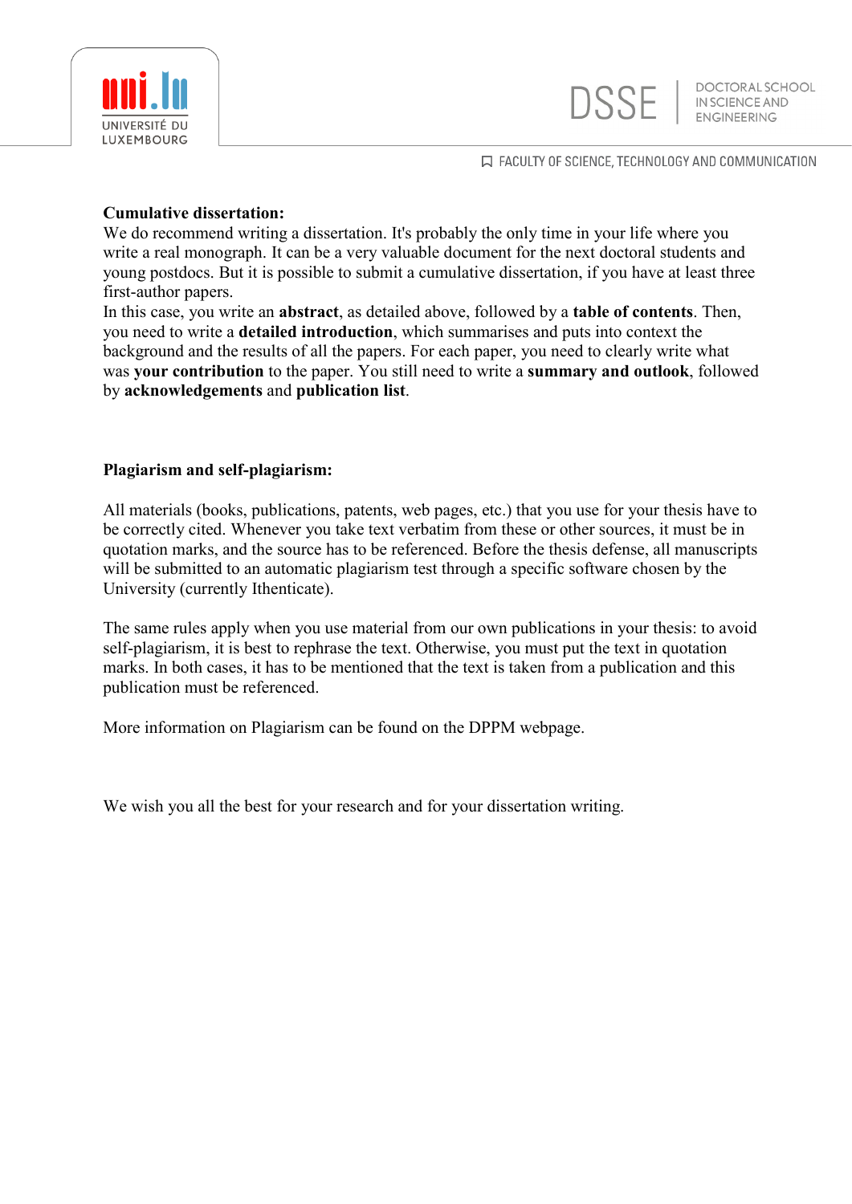**Cumulative dissertation:**

We do recommend writing a dissertation. It's probably the only time in your life where you write a real monograph. It can be a very valuable document for the next doctoral students and young postdocs. But it is possible to submit a cumulative dissertation, if you have at least three first-author papers.

In this case, you write an **abstract**, as detailed above, followed by a **table of contents**. Then, you need to write a **detailed introduction**, which summarises and puts into context the background and the results of all the papers. For each paper, you need to clearly write what was **your contribution** to the paper. You still need to write a **summary and outlook**, followed by **acknowledgements** and **publication list**.

**Plagiarism and self-plagiarism:**

All materials (books, publications, patents, web pages, etc.) that you use for your thesis have to be correctly cited. Whenever you take text verbatim from these or other sources, it must be in quotation marks, and the source has to be referenced. Before the thesis defense, all manuscripts will be submitted to an automatic plagiarism test through a specific software chosen by the University (currently Ithenticate).

The same rules apply when you use material from our own publications in your thesis: to avoid self-plagiarism, it is best to rephrase the text. Otherwise, you must put the text in quotation marks. In both cases, it has to be mentioned that the text is taken from a publication and this publication must be referenced.

More information on Plagiarism can be found on the DPPM webpage.

We wish you all the best for your research and for your dissertation writing.